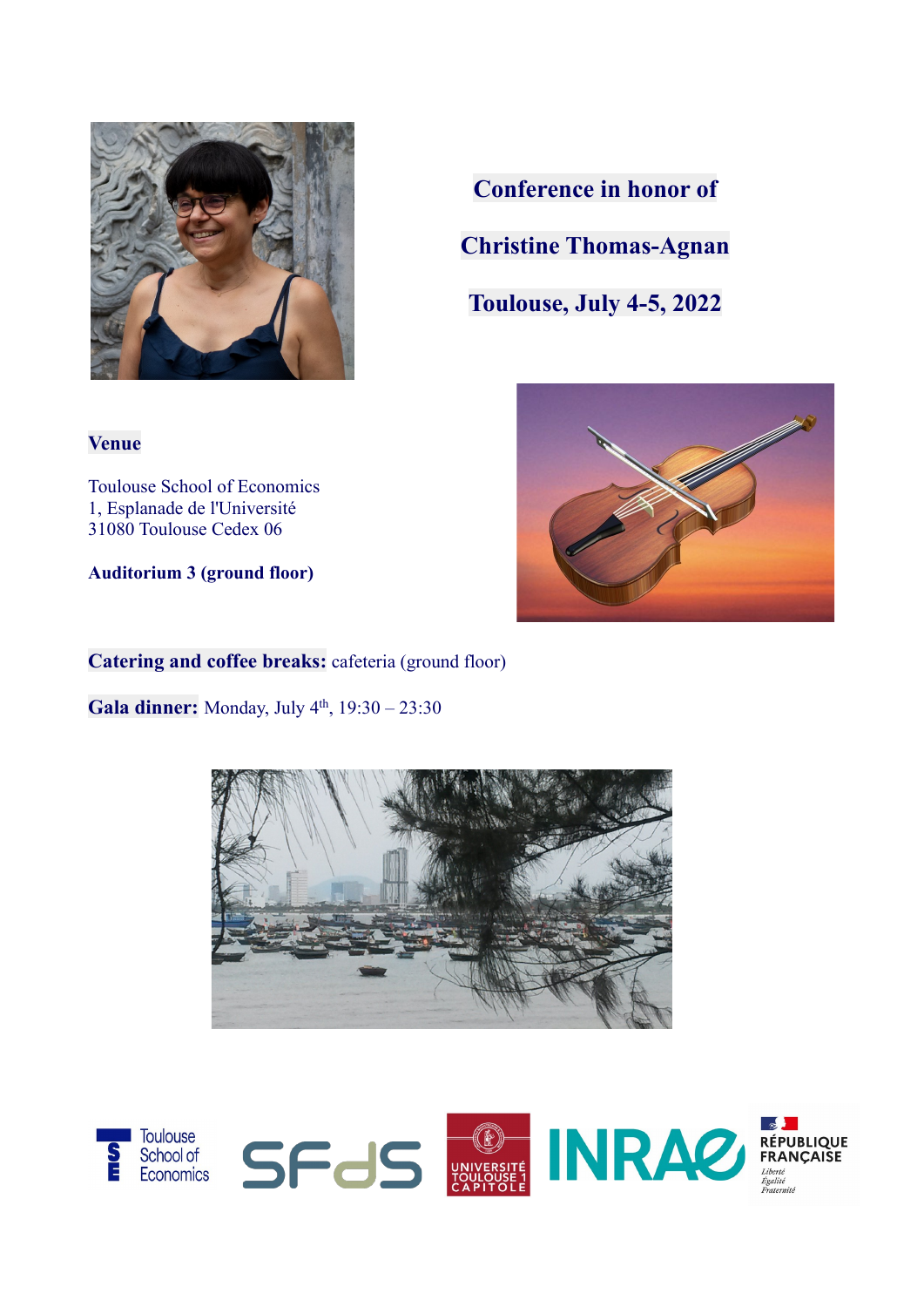# Conference in honor of

# Christine Thomas-Agnan

# Toulouse, July 4-5, 2022

**Venue**

Toulouse School of Economics
1, Esplanade de l'Université
31080 Toulouse Cedex 06

**Auditorium 3 (ground floor)**

**Catering and coffee breaks:** cafeteria (ground floor)

**Gala dinner:** Monday, July 4th, 19:30 – 23:30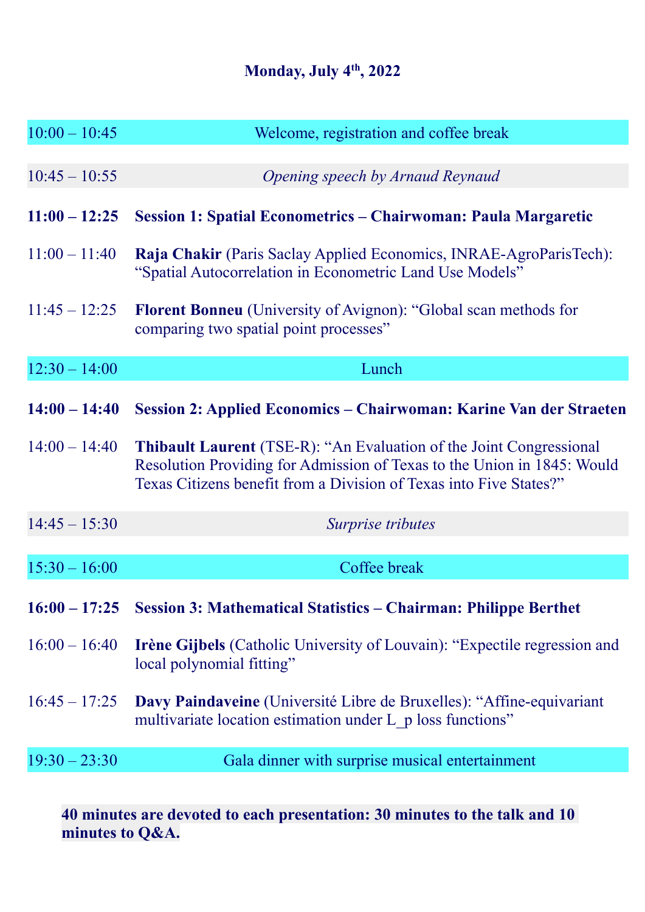## Monday, July 4th, 2022

| | |
|---|---|
| 10:00 – 10:45 | Welcome, registration and coffee break |
| 10:45 – 10:55 | *Opening speech by Arnaud Reynaud* |
| **11:00 – 12:25** | **Session 1: Spatial Econometrics – Chairwoman: Paula Margaretic** |
| 11:00 – 11:40 | **Raja Chakir** (Paris Saclay Applied Economics, INRAE-AgroParisTech): "Spatial Autocorrelation in Econometric Land Use Models" |
| 11:45 – 12:25 | **Florent Bonneu** (University of Avignon): "Global scan methods for comparing two spatial point processes" |
| 12:30 – 14:00 | Lunch |
| **14:00 – 14:40** | **Session 2: Applied Economics – Chairwoman: Karine Van der Straeten** |
| 14:00 – 14:40 | **Thibault Laurent** (TSE-R): "An Evaluation of the Joint Congressional Resolution Providing for Admission of Texas to the Union in 1845: Would Texas Citizens benefit from a Division of Texas into Five States?" |
| 14:45 – 15:30 | *Surprise tributes* |
| 15:30 – 16:00 | Coffee break |
| **16:00 – 17:25** | **Session 3: Mathematical Statistics – Chairman: Philippe Berthet** |
| 16:00 – 16:40 | **Irène Gijbels** (Catholic University of Louvain): "Expectile regression and local polynomial fitting" |
| 16:45 – 17:25 | **Davy Paindaveine** (Université Libre de Bruxelles): "Affine-equivariant multivariate location estimation under L_p loss functions" |
| 19:30 – 23:30 | Gala dinner with surprise musical entertainment |

**40 minutes are devoted to each presentation: 30 minutes to the talk and 10 minutes to Q&A.**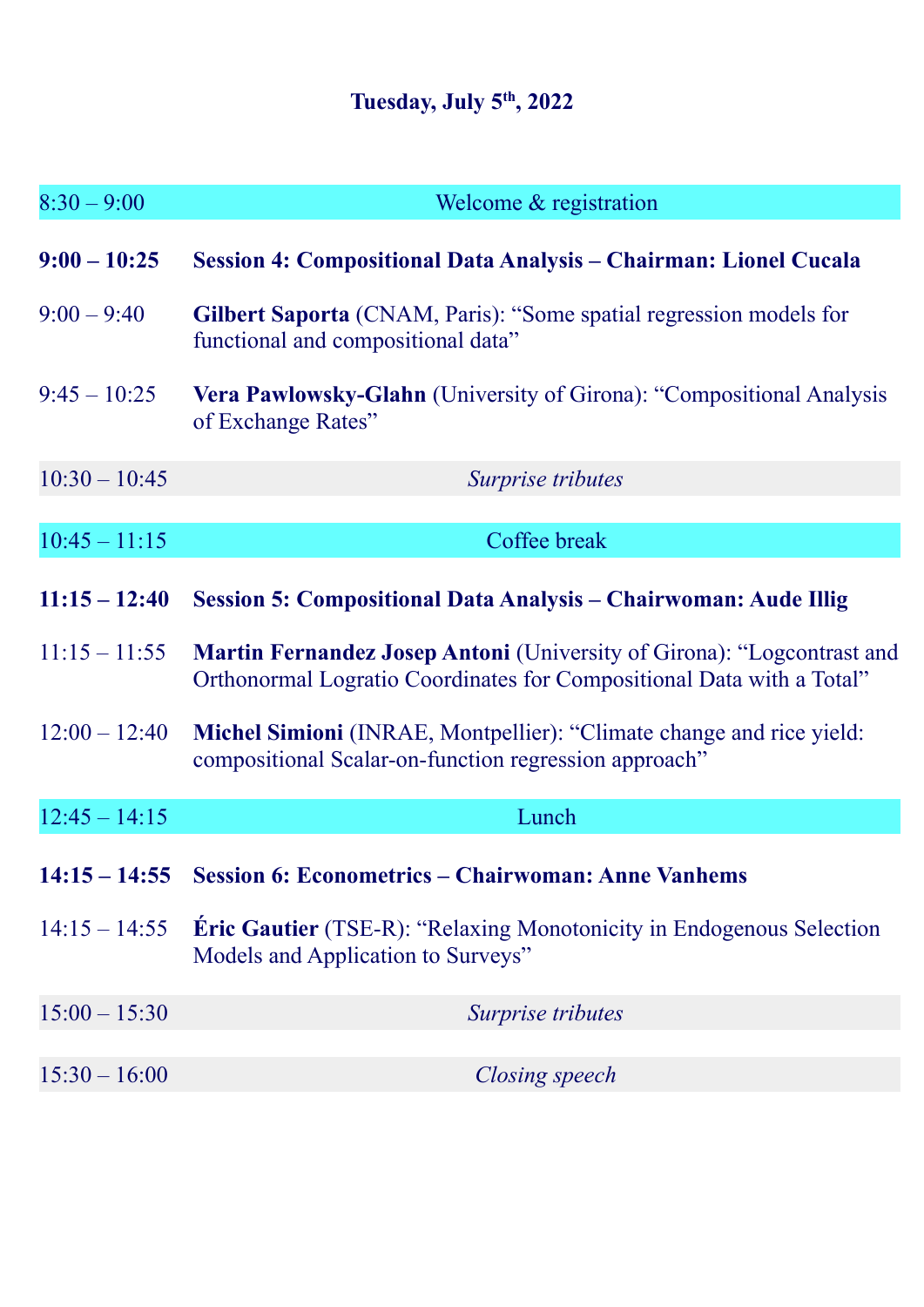**Tuesday, July 5th, 2022**

| | |
|---|---|
| 8:30 – 9:00 | Welcome & registration |
| **9:00 – 10:25** | **Session 4: Compositional Data Analysis – Chairman: Lionel Cucala** |
| 9:00 – 9:40 | **Gilbert Saporta** (CNAM, Paris): "Some spatial regression models for functional and compositional data" |
| 9:45 – 10:25 | **Vera Pawlowsky-Glahn** (University of Girona): "Compositional Analysis of Exchange Rates" |
| 10:30 – 10:45 | *Surprise tributes* |
| 10:45 – 11:15 | Coffee break |
| **11:15 – 12:40** | **Session 5: Compositional Data Analysis – Chairwoman: Aude Illig** |
| 11:15 – 11:55 | **Martin Fernandez Josep Antoni** (University of Girona): "Logcontrast and Orthonormal Logratio Coordinates for Compositional Data with a Total" |
| 12:00 – 12:40 | **Michel Simioni** (INRAE, Montpellier): "Climate change and rice yield: compositional Scalar-on-function regression approach" |
| 12:45 – 14:15 | Lunch |
| **14:15 – 14:55** | **Session 6: Econometrics – Chairwoman: Anne Vanhems** |
| 14:15 – 14:55 | **Éric Gautier** (TSE-R): "Relaxing Monotonicity in Endogenous Selection Models and Application to Surveys" |
| 15:00 – 15:30 | *Surprise tributes* |
| 15:30 – 16:00 | *Closing speech* |